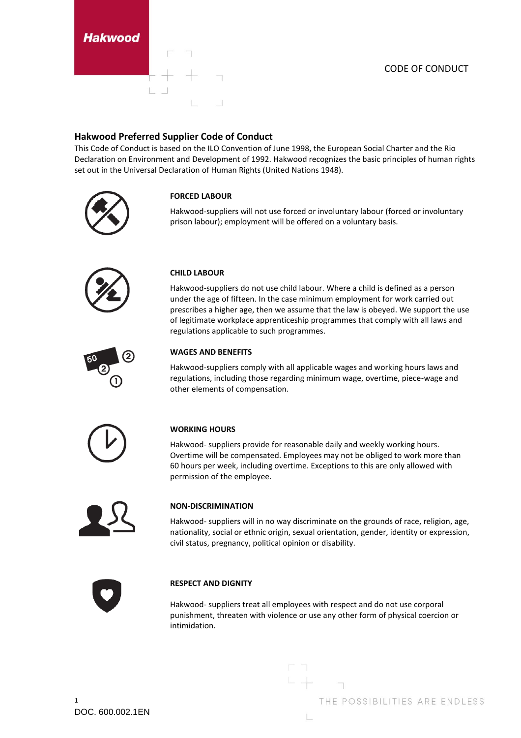Hakwood

CODE OF CONDUCT

## Hakwood Preferred Supplier Code of Conduct

This Code of Conduct is based on the ILO Convention of June 1998, the European Social Charter and the Rio Declaration on Environment and Development of 1992. Hakwood recognizes the basic principles of human rights set out in the Universal Declaration of Human Rights (United Nations 1948).

### FORCED LABOUR

Hakwood-suppliers will not use forced or involuntary labour (forced or involuntary prison labour); employment will be offered on a voluntary basis.

### CHILD LABOUR

Hakwood-suppliers do not use child labour. Where a child is defined as a person under the age of fifteen. In the case minimum employment for work carried out prescribes a higher age, then we assume that the law is obeyed. We support the use of legitimate workplace apprenticeship programmes that comply with all laws and regulations applicable to such programmes.

### WAGES AND BENEFITS

Hakwood-suppliers comply with all applicable wages and working hours laws and regulations, including those regarding minimum wage, overtime, piece-wage and other elements of compensation.

### WORKING HOURS

Hakwood- suppliers provide for reasonable daily and weekly working hours. Overtime will be compensated. Employees may not be obliged to work more than 60 hours per week, including overtime. Exceptions to this are only allowed with permission of the employee.

### NON-DISCRIMINATION

Hakwood- suppliers will in no way discriminate on the grounds of race, religion, age, nationality, social or ethnic origin, sexual orientation, gender, identity or expression, civil status, pregnancy, political opinion or disability.

### RESPECT AND DIGNITY

Hakwood- suppliers treat all employees with respect and do not use corporal punishment, threaten with violence or use any other form of physical coercion or intimidation.

DOC. 600.002.1EN

THE POSSIBILITIES ARE ENDLESS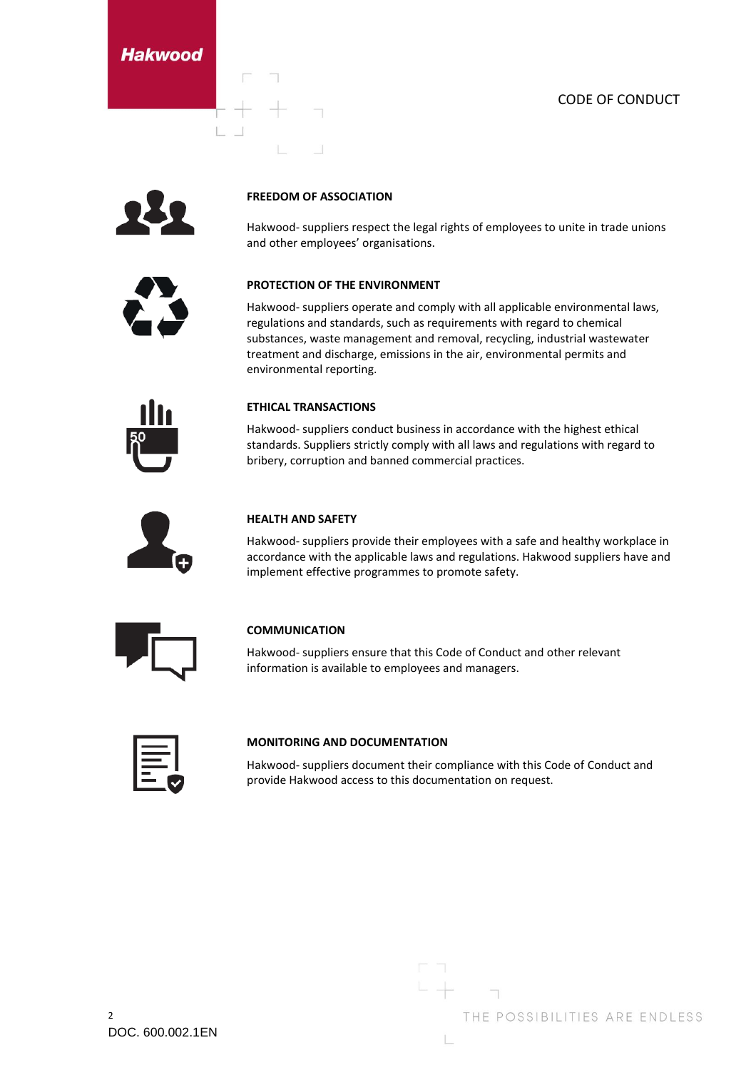## FREEDOM OF ASSOCIATION

Hakwood- suppliers respect the legal rights of employees to unite in trade unions and other employees' organisations.

## PROTECTION OF THE ENVIRONMENT

Hakwood- suppliers operate and comply with all applicable environmental laws, regulations and standards, such as requirements with regard to chemical substances, waste management and removal, recycling, industrial wastewater treatment and discharge, emissions in the air, environmental permits and environmental reporting.

## ETHICAL TRANSACTIONS

Hakwood- suppliers conduct business in accordance with the highest ethical standards. Suppliers strictly comply with all laws and regulations with regard to bribery, corruption and banned commercial practices.

## HEALTH AND SAFETY

Hakwood- suppliers provide their employees with a safe and healthy workplace in accordance with the applicable laws and regulations. Hakwood suppliers have and implement effective programmes to promote safety.

## COMMUNICATION

Hakwood- suppliers ensure that this Code of Conduct and other relevant information is available to employees and managers.

## MONITORING AND DOCUMENTATION

Hakwood- suppliers document their compliance with this Code of Conduct and provide Hakwood access to this documentation on request.